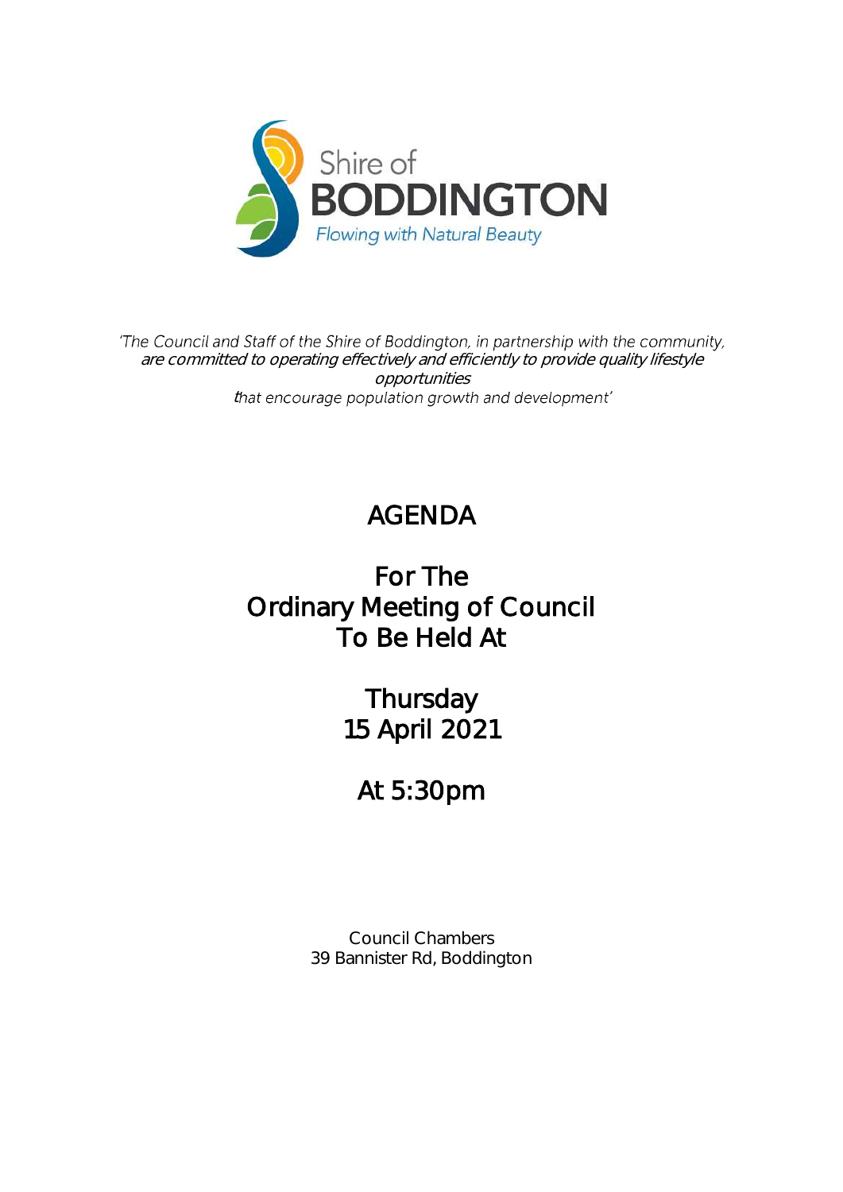Shire of
BODDINGTON
*Flowing with Natural Beauty*

*'The Council and Staff of the Shire of Boddington, in partnership with the community, are committed to operating effectively and efficiently to provide quality lifestyle opportunities that encourage population growth and development'*

# AGENDA

## For The Ordinary Meeting of Council To Be Held At

## Thursday 15 April 2021

## At 5:30pm

Council Chambers
39 Bannister Rd, Boddington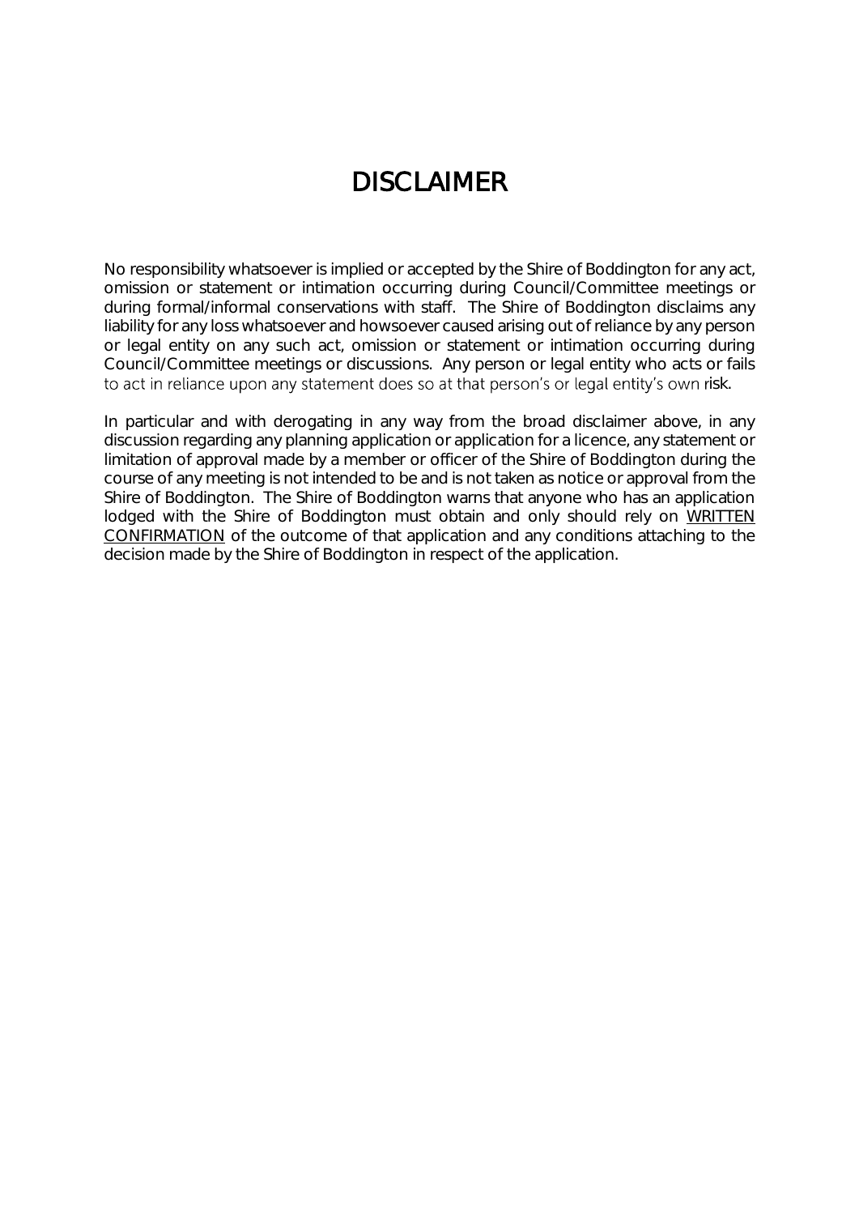# DISCLAIMER

No responsibility whatsoever is implied or accepted by the Shire of Boddington for any act, omission or statement or intimation occurring during Council/Committee meetings or during formal/informal conservations with staff. The Shire of Boddington disclaims any liability for any loss whatsoever and howsoever caused arising out of reliance by any person or legal entity on any such act, omission or statement or intimation occurring during Council/Committee meetings or discussions. Any person or legal entity who acts or fails to act in reliance upon any statement does so at that person's or legal entity's own risk.

In particular and with derogating in any way from the broad disclaimer above, in any discussion regarding any planning application or application for a licence, any statement or limitation of approval made by a member or officer of the Shire of Boddington during the course of any meeting is not intended to be and is not taken as notice or approval from the Shire of Boddington. The Shire of Boddington warns that anyone who has an application lodged with the Shire of Boddington must obtain and only should rely on <u>WRITTEN CONFIRMATION</u> of the outcome of that application and any conditions attaching to the decision made by the Shire of Boddington in respect of the application.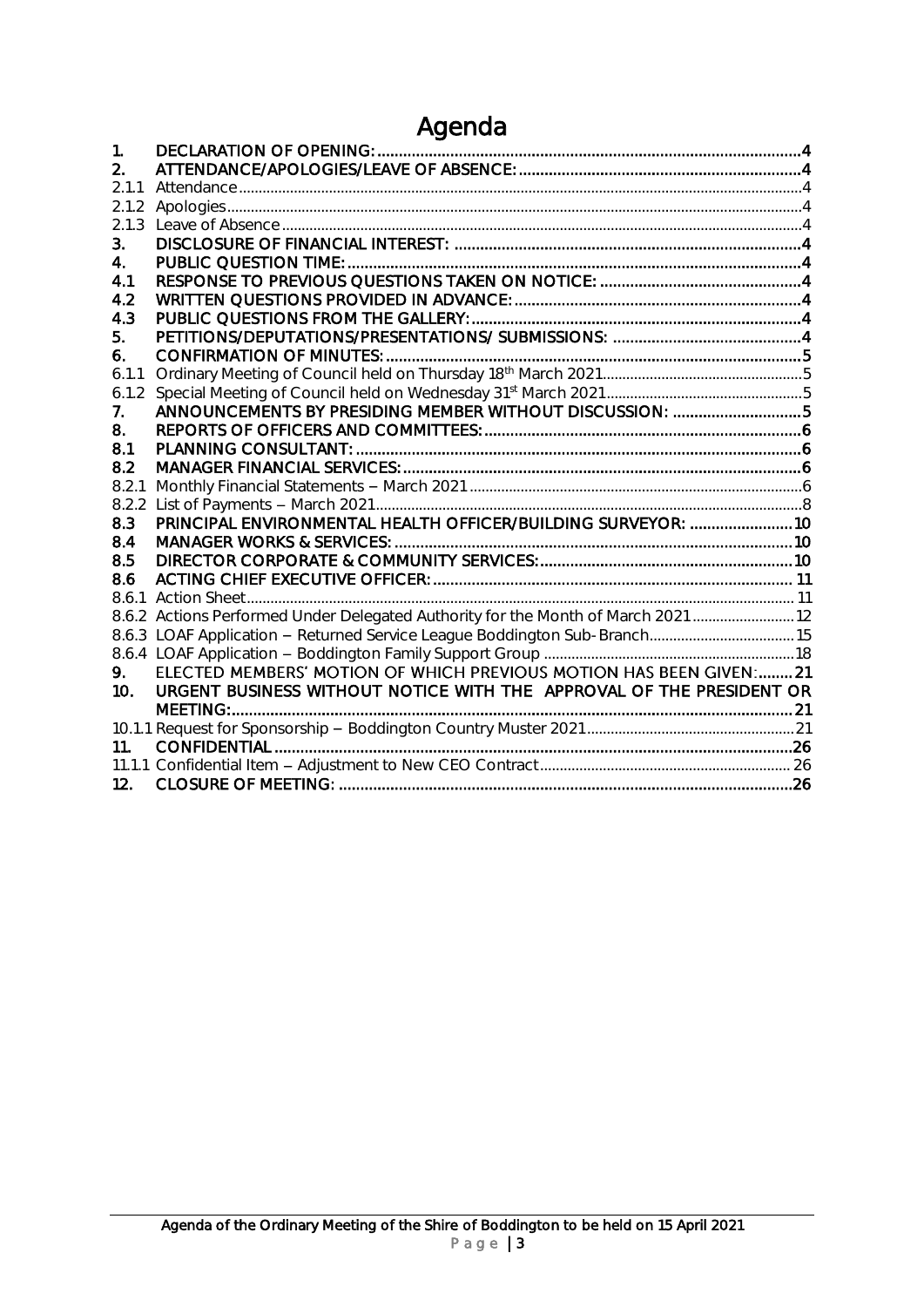# Agenda

| | | |
|---|---|---|
| 1. | DECLARATION OF OPENING: | 4 |
| 2. | ATTENDANCE/APOLOGIES/LEAVE OF ABSENCE: | 4 |
| 2.1.1 | Attendance | 4 |
| 2.1.2 | Apologies | 4 |
| 2.1.3 | Leave of Absence | 4 |
| 3. | DISCLOSURE OF FINANCIAL INTEREST: | 4 |
| 4. | PUBLIC QUESTION TIME: | 4 |
| 4.1 | RESPONSE TO PREVIOUS QUESTIONS TAKEN ON NOTICE: | 4 |
| 4.2 | WRITTEN QUESTIONS PROVIDED IN ADVANCE: | 4 |
| 4.3 | PUBLIC QUESTIONS FROM THE GALLERY: | 4 |
| 5. | PETITIONS/DEPUTATIONS/PRESENTATIONS/ SUBMISSIONS: | 4 |
| 6. | CONFIRMATION OF MINUTES: | 5 |
| 6.1.1 | Ordinary Meeting of Council held on Thursday 18th March 2021 | 5 |
| 6.1.2 | Special Meeting of Council held on Wednesday 31st March 2021 | 5 |
| 7. | ANNOUNCEMENTS BY PRESIDING MEMBER WITHOUT DISCUSSION: | 5 |
| 8. | REPORTS OF OFFICERS AND COMMITTEES: | 6 |
| 8.1 | PLANNING CONSULTANT: | 6 |
| 8.2 | MANAGER FINANCIAL SERVICES: | 6 |
| 8.2.1 | Monthly Financial Statements – March 2021 | 6 |
| 8.2.2 | List of Payments – March 2021 | 8 |
| 8.3 | PRINCIPAL ENVIRONMENTAL HEALTH OFFICER/BUILDING SURVEYOR: | 10 |
| 8.4 | MANAGER WORKS & SERVICES: | 10 |
| 8.5 | DIRECTOR CORPORATE & COMMUNITY SERVICES: | 10 |
| 8.6 | ACTING CHIEF EXECUTIVE OFFICER: | 11 |
| 8.6.1 | Action Sheet | 11 |
| 8.6.2 | Actions Performed Under Delegated Authority for the Month of March 2021 | 12 |
| 8.6.3 | LOAF Application – Returned Service League Boddington Sub-Branch | 15 |
| 8.6.4 | LOAF Application – Boddington Family Support Group | 18 |
| 9. | ELECTED MEMBERS' MOTION OF WHICH PREVIOUS MOTION HAS BEEN GIVEN: | 21 |
| 10. | URGENT BUSINESS WITHOUT NOTICE WITH THE APPROVAL OF THE PRESIDENT OR MEETING: | 21 |
| 10.1.1 | Request for Sponsorship – Boddington Country Muster 2021 | 21 |
| 11. | CONFIDENTIAL | 26 |
| 11.1.1 | Confidential Item – Adjustment to New CEO Contract | 26 |
| 12. | CLOSURE OF MEETING: | 26 |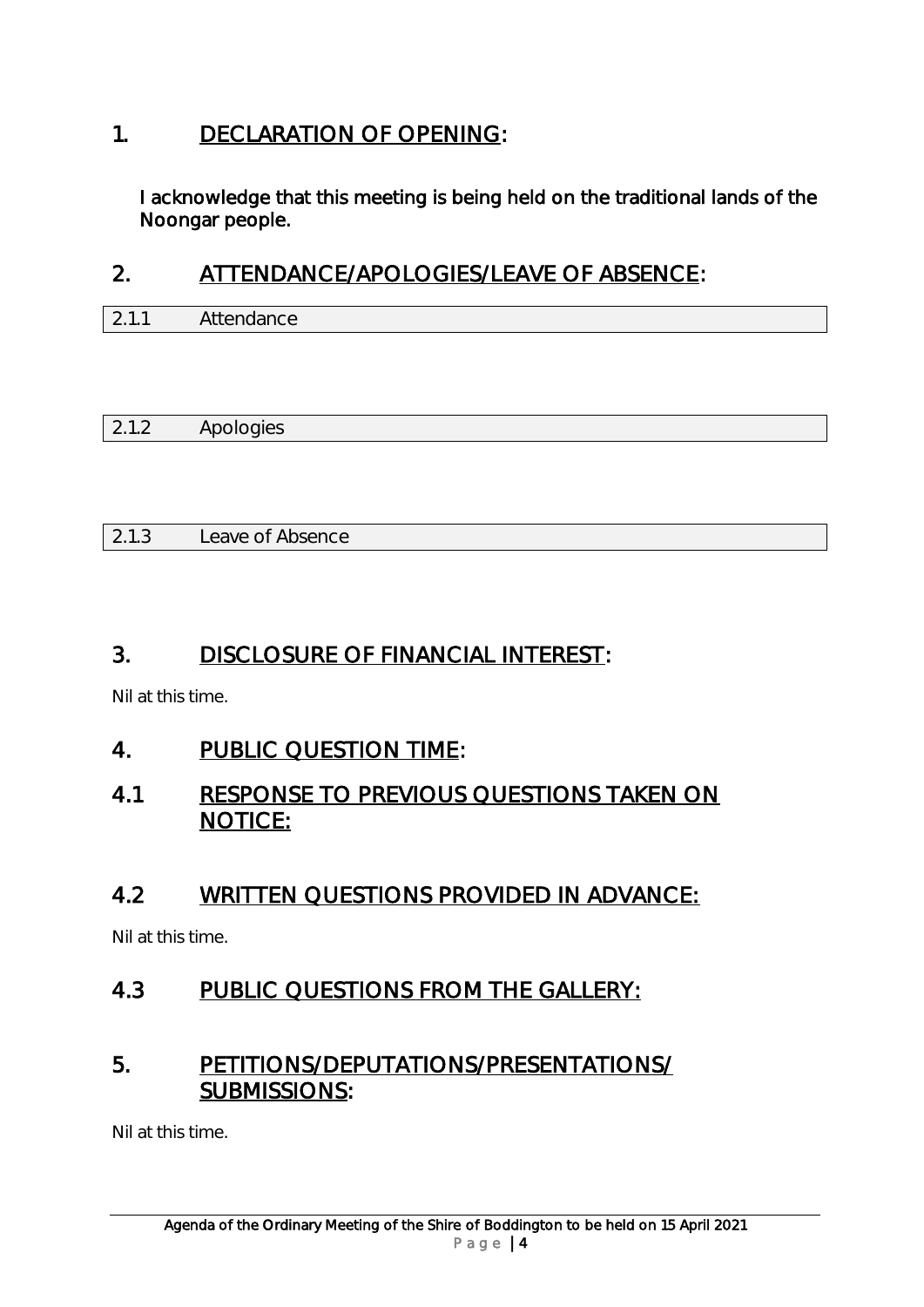## 1. DECLARATION OF OPENING:

I acknowledge that this meeting is being held on the traditional lands of the Noongar people.

## 2. ATTENDANCE/APOLOGIES/LEAVE OF ABSENCE:

| 2.1.1 | Attendance |
|---|---|

| 2.1.2 | Apologies |
|---|---|

| 2.1.3 | Leave of Absence |
|---|---|

## 3. DISCLOSURE OF FINANCIAL INTEREST:

Nil at this time.

## 4. PUBLIC QUESTION TIME:

## 4.1 RESPONSE TO PREVIOUS QUESTIONS TAKEN ON NOTICE:

## 4.2 WRITTEN QUESTIONS PROVIDED IN ADVANCE:

Nil at this time.

## 4.3 PUBLIC QUESTIONS FROM THE GALLERY:

## 5. PETITIONS/DEPUTATIONS/PRESENTATIONS/ SUBMISSIONS:

Nil at this time.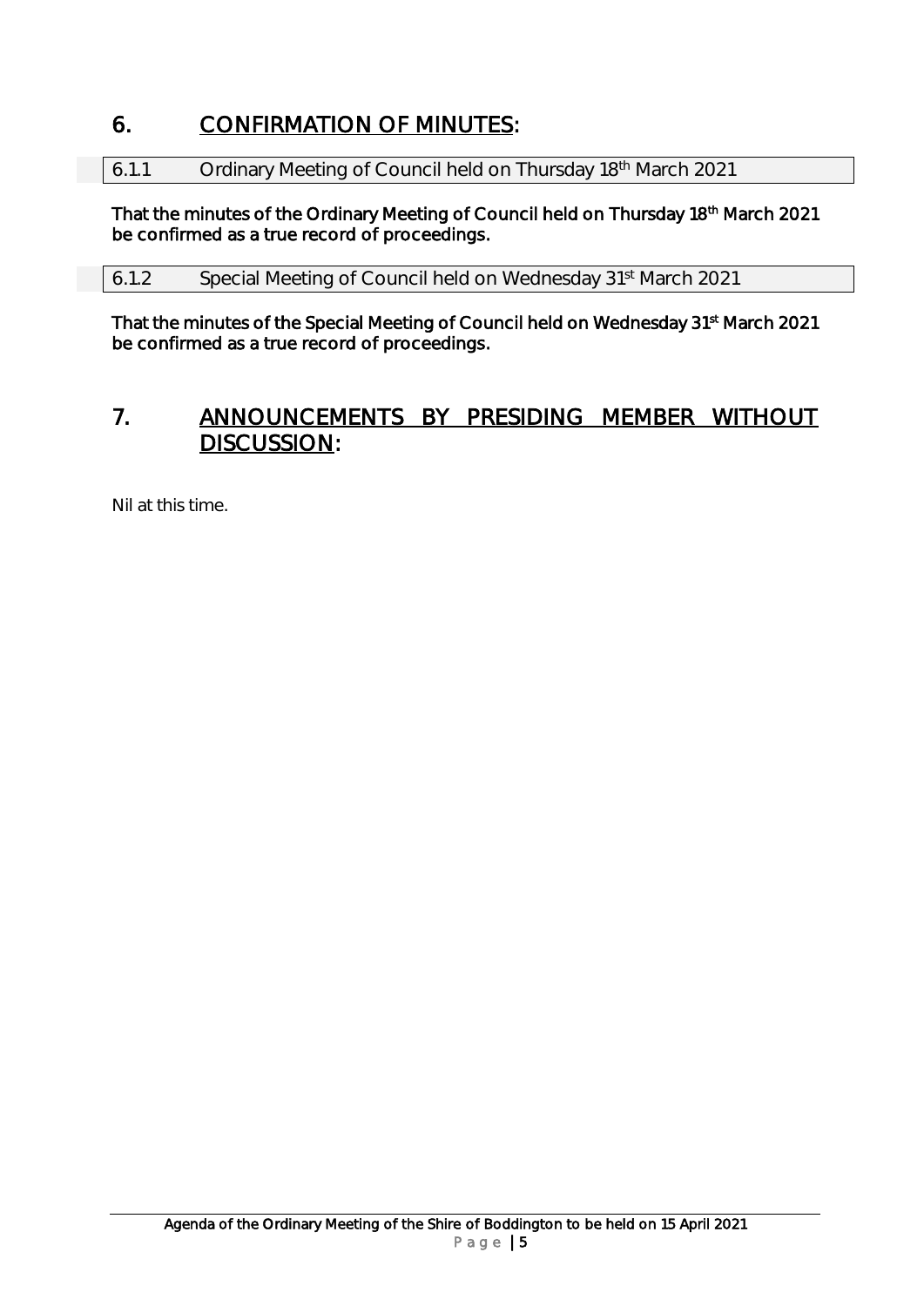## 6. CONFIRMATION OF MINUTES:

### 6.1.1 Ordinary Meeting of Council held on Thursday 18th March 2021

**That the minutes of the Ordinary Meeting of Council held on Thursday 18th March 2021 be confirmed as a true record of proceedings.**

### 6.1.2 Special Meeting of Council held on Wednesday 31st March 2021

**That the minutes of the Special Meeting of Council held on Wednesday 31st March 2021 be confirmed as a true record of proceedings.**

## 7. ANNOUNCEMENTS BY PRESIDING MEMBER WITHOUT DISCUSSION:

Nil at this time.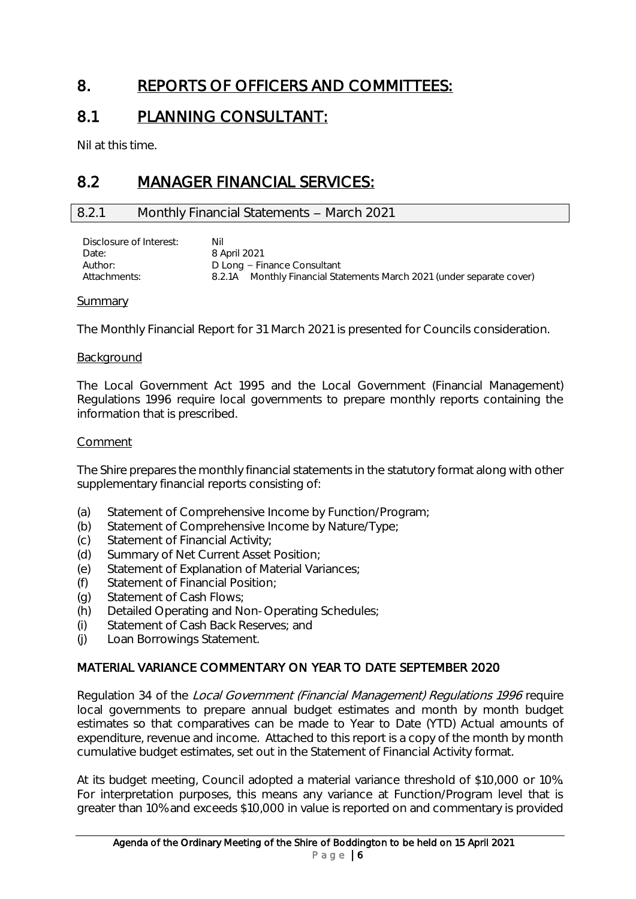# 8. REPORTS OF OFFICERS AND COMMITTEES:

# 8.1 PLANNING CONSULTANT:

Nil at this time.

# 8.2 MANAGER FINANCIAL SERVICES:

## 8.2.1 Monthly Financial Statements – March 2021

| | |
|---|---|
| Disclosure of Interest: | Nil |
| Date: | 8 April 2021 |
| Author: | D Long – Finance Consultant |
| Attachments: | 8.2.1A Monthly Financial Statements March 2021 (under separate cover) |

Summary

The Monthly Financial Report for 31 March 2021 is presented for Councils consideration.

Background

The Local Government Act 1995 and the Local Government (Financial Management) Regulations 1996 require local governments to prepare monthly reports containing the information that is prescribed.

Comment

The Shire prepares the monthly financial statements in the statutory format along with other supplementary financial reports consisting of:

(a) Statement of Comprehensive Income by Function/Program;
(b) Statement of Comprehensive Income by Nature/Type;
(c) Statement of Financial Activity;
(d) Summary of Net Current Asset Position;
(e) Statement of Explanation of Material Variances;
(f) Statement of Financial Position;
(g) Statement of Cash Flows;
(h) Detailed Operating and Non-Operating Schedules;
(i) Statement of Cash Back Reserves; and
(j) Loan Borrowings Statement.

**MATERIAL VARIANCE COMMENTARY ON YEAR TO DATE SEPTEMBER 2020**

Regulation 34 of the *Local Government (Financial Management) Regulations 1996* require local governments to prepare annual budget estimates and month by month budget estimates so that comparatives can be made to Year to Date (YTD) Actual amounts of expenditure, revenue and income. Attached to this report is a copy of the month by month cumulative budget estimates, set out in the Statement of Financial Activity format.

At its budget meeting, Council adopted a material variance threshold of $10,000 or 10%. For interpretation purposes, this means any variance at Function/Program level that is greater than 10% and exceeds $10,000 in value is reported on and commentary is provided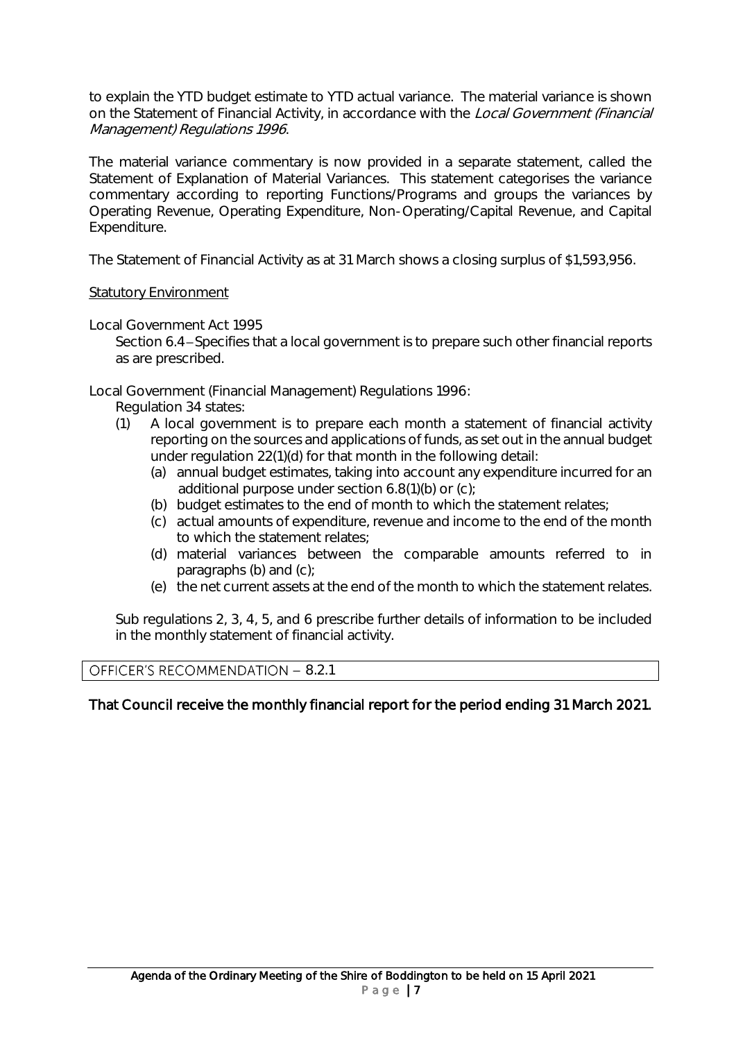to explain the YTD budget estimate to YTD actual variance. The material variance is shown on the Statement of Financial Activity, in accordance with the *Local Government (Financial Management) Regulations 1996*.

The material variance commentary is now provided in a separate statement, called the Statement of Explanation of Material Variances. This statement categorises the variance commentary according to reporting Functions/Programs and groups the variances by Operating Revenue, Operating Expenditure, Non-Operating/Capital Revenue, and Capital Expenditure.

The Statement of Financial Activity as at 31 March shows a closing surplus of $1,593,956.

<u>Statutory Environment</u>

Local Government Act 1995

Section 6.4 – Specifies that a local government is to prepare such other financial reports as are prescribed.

Local Government (Financial Management) Regulations 1996:

Regulation 34 states:

(1) A local government is to prepare each month a statement of financial activity reporting on the sources and applications of funds, as set out in the annual budget under regulation 22(1)(d) for that month in the following detail:

   (a) annual budget estimates, taking into account any expenditure incurred for an additional purpose under section 6.8(1)(b) or (c);
   (b) budget estimates to the end of month to which the statement relates;
   (c) actual amounts of expenditure, revenue and income to the end of the month to which the statement relates;
   (d) material variances between the comparable amounts referred to in paragraphs (b) and (c);
   (e) the net current assets at the end of the month to which the statement relates.

Sub regulations 2, 3, 4, 5, and 6 prescribe further details of information to be included in the monthly statement of financial activity.

| OFFICER'S RECOMMENDATION – 8.2.1 |
| --- |

**That Council receive the monthly financial report for the period ending 31 March 2021.**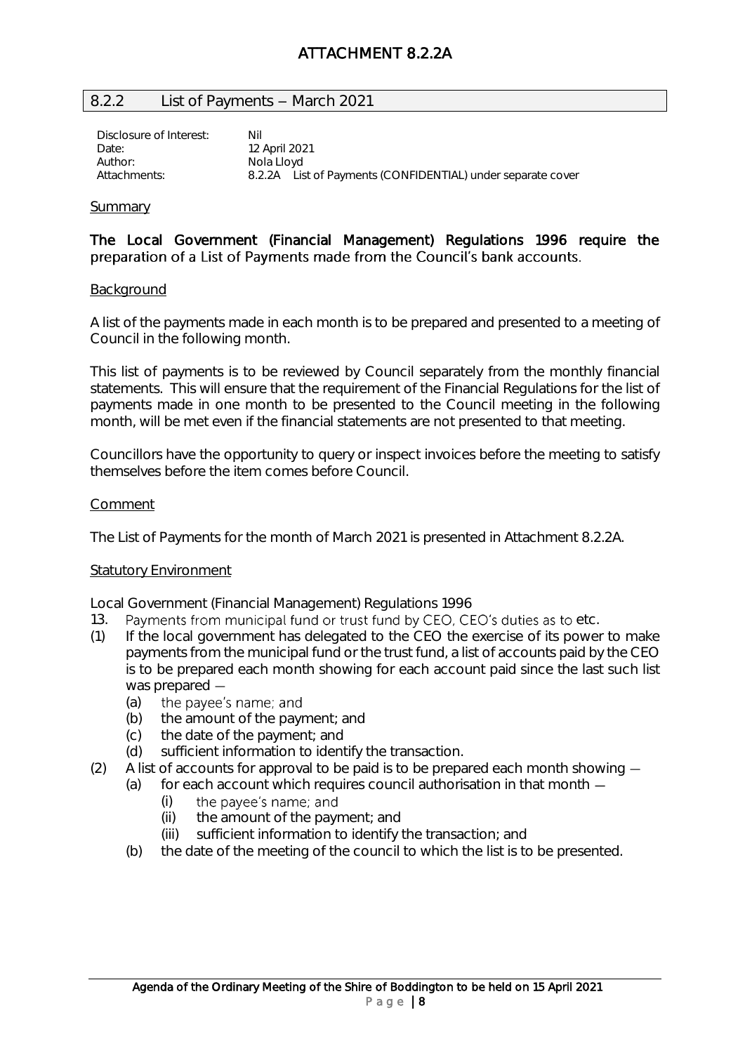# ATTACHMENT 8.2.2A

## 8.2.2 List of Payments – March 2021

| | |
|---|---|
| Disclosure of Interest: | Nil |
| Date: | 12 April 2021 |
| Author: | Nola Lloyd |
| Attachments: | 8.2.2A List of Payments (CONFIDENTIAL) under separate cover |

### Summary

**The Local Government (Financial Management) Regulations 1996 require the preparation of a List of Payments made from the Council's bank accounts.**

### Background

A list of the payments made in each month is to be prepared and presented to a meeting of Council in the following month.

This list of payments is to be reviewed by Council separately from the monthly financial statements. This will ensure that the requirement of the Financial Regulations for the list of payments made in one month to be presented to the Council meeting in the following month, will be met even if the financial statements are not presented to that meeting.

Councillors have the opportunity to query or inspect invoices before the meeting to satisfy themselves before the item comes before Council.

### Comment

The List of Payments for the month of March 2021 is presented in Attachment 8.2.2A.

### Statutory Environment

Local Government (Financial Management) Regulations 1996

13. Payments from municipal fund or trust fund by CEO, CEO's duties as to etc.

(1) If the local government has delegated to the CEO the exercise of its power to make payments from the municipal fund or the trust fund, a list of accounts paid by the CEO is to be prepared each month showing for each account paid since the last such list was prepared —
   - (a) the payee's name; and
   - (b) the amount of the payment; and
   - (c) the date of the payment; and
   - (d) sufficient information to identify the transaction.

(2) A list of accounts for approval to be paid is to be prepared each month showing —
   - (a) for each account which requires council authorisation in that month —
     - (i) the payee's name; and
     - (ii) the amount of the payment; and
     - (iii) sufficient information to identify the transaction; and
   - (b) the date of the meeting of the council to which the list is to be presented.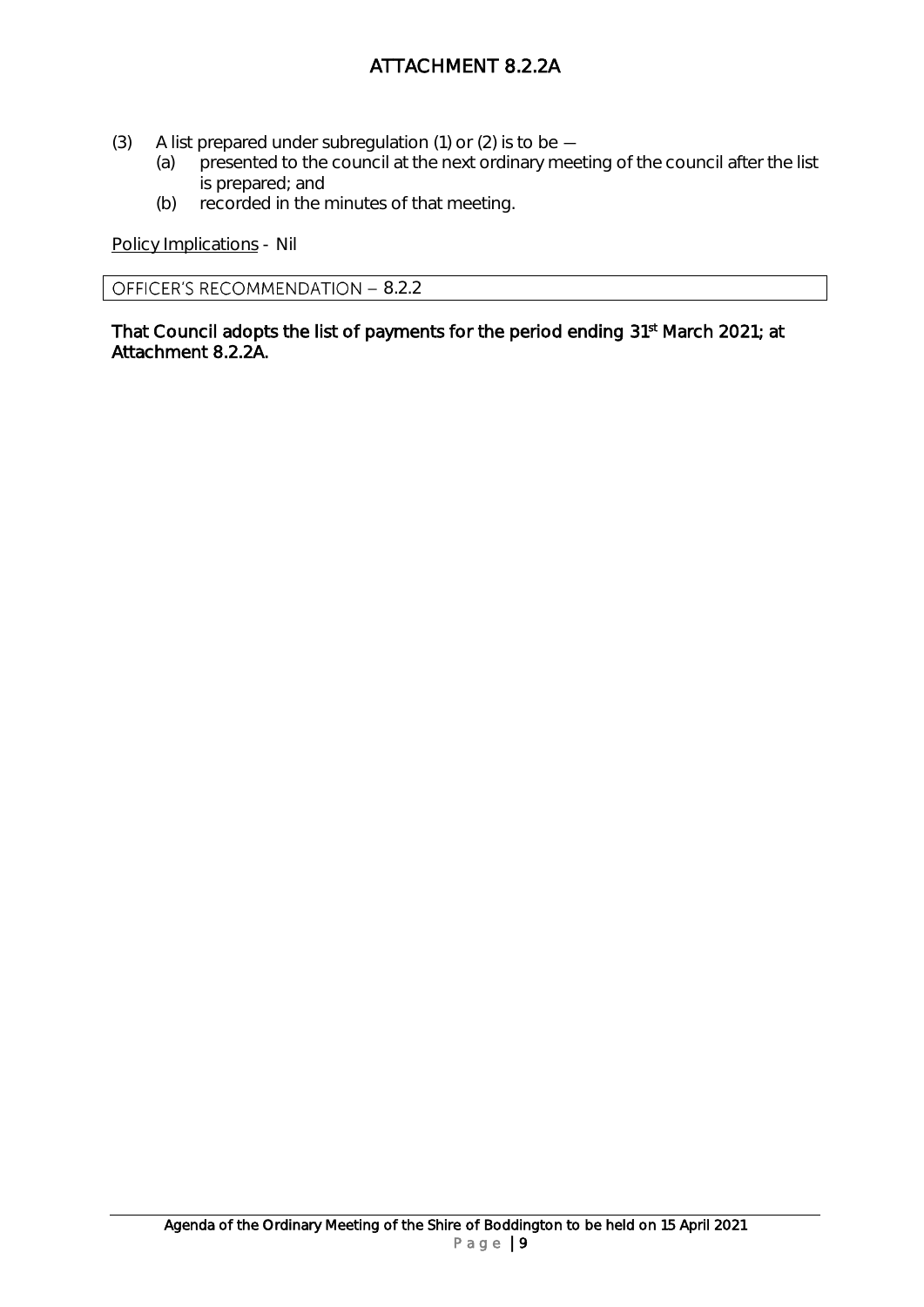# ATTACHMENT 8.2.2A

(3) A list prepared under subregulation (1) or (2) is to be —

  (a) presented to the council at the next ordinary meeting of the council after the list is prepared; and

  (b) recorded in the minutes of that meeting.

Policy Implications - Nil

OFFICER'S RECOMMENDATION – 8.2.2

**That Council adopts the list of payments for the period ending 31st March 2021; at Attachment 8.2.2A.**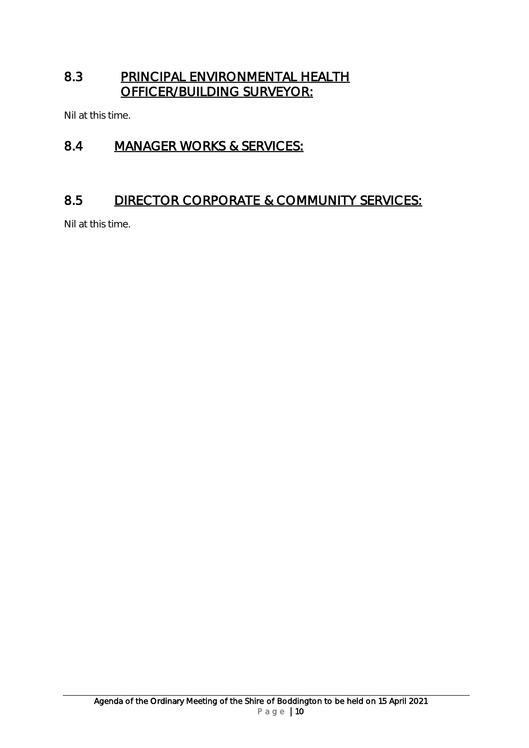## 8.3 PRINCIPAL ENVIRONMENTAL HEALTH OFFICER/BUILDING SURVEYOR:

Nil at this time.

## 8.4 MANAGER WORKS & SERVICES:

## 8.5 DIRECTOR CORPORATE & COMMUNITY SERVICES:

Nil at this time.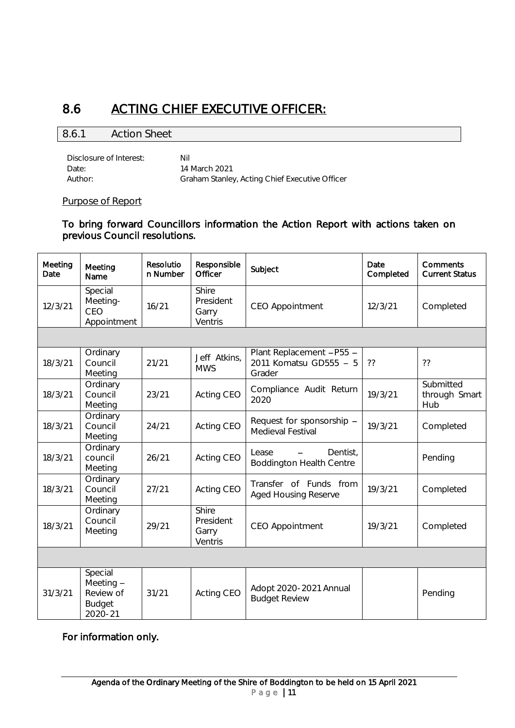# 8.6 ACTING CHIEF EXECUTIVE OFFICER:

## 8.6.1 Action Sheet

Disclosure of Interest: Nil
Date: 14 March 2021
Author: Graham Stanley, Acting Chief Executive Officer

Purpose of Report

**To bring forward Councillors information the Action Report with actions taken on previous Council resolutions.**

| Meeting Date | Meeting Name | Resolution Number | Responsible Officer | Subject | Date Completed | Comments Current Status |
|---|---|---|---|---|---|---|
| 12/3/21 | Special Meeting- CEO Appointment | 16/21 | Shire President Garry Ventris | CEO Appointment | 12/3/21 | Completed |
| | | | | | | |
| 18/3/21 | Ordinary Council Meeting | 21/21 | Jeff Atkins, MWS | Plant Replacement – P55 – 2011 Komatsu GD555 – 5 Grader | ?? | ?? |
| 18/3/21 | Ordinary Council Meeting | 23/21 | Acting CEO | Compliance Audit Return 2020 | 19/3/21 | Submitted through Smart Hub |
| 18/3/21 | Ordinary Council Meeting | 24/21 | Acting CEO | Request for sponsorship – Medieval Festival | 19/3/21 | Completed |
| 18/3/21 | Ordinary council Meeting | 26/21 | Acting CEO | Lease – Dentist, Boddington Health Centre | | Pending |
| 18/3/21 | Ordinary Council Meeting | 27/21 | Acting CEO | Transfer of Funds from Aged Housing Reserve | 19/3/21 | Completed |
| 18/3/21 | Ordinary Council Meeting | 29/21 | Shire President Garry Ventris | CEO Appointment | 19/3/21 | Completed |
| | | | | | | |
| 31/3/21 | Special Meeting – Review of Budget 2020-21 | 31/21 | Acting CEO | Adopt 2020-2021 Annual Budget Review | | Pending |

**For information only.**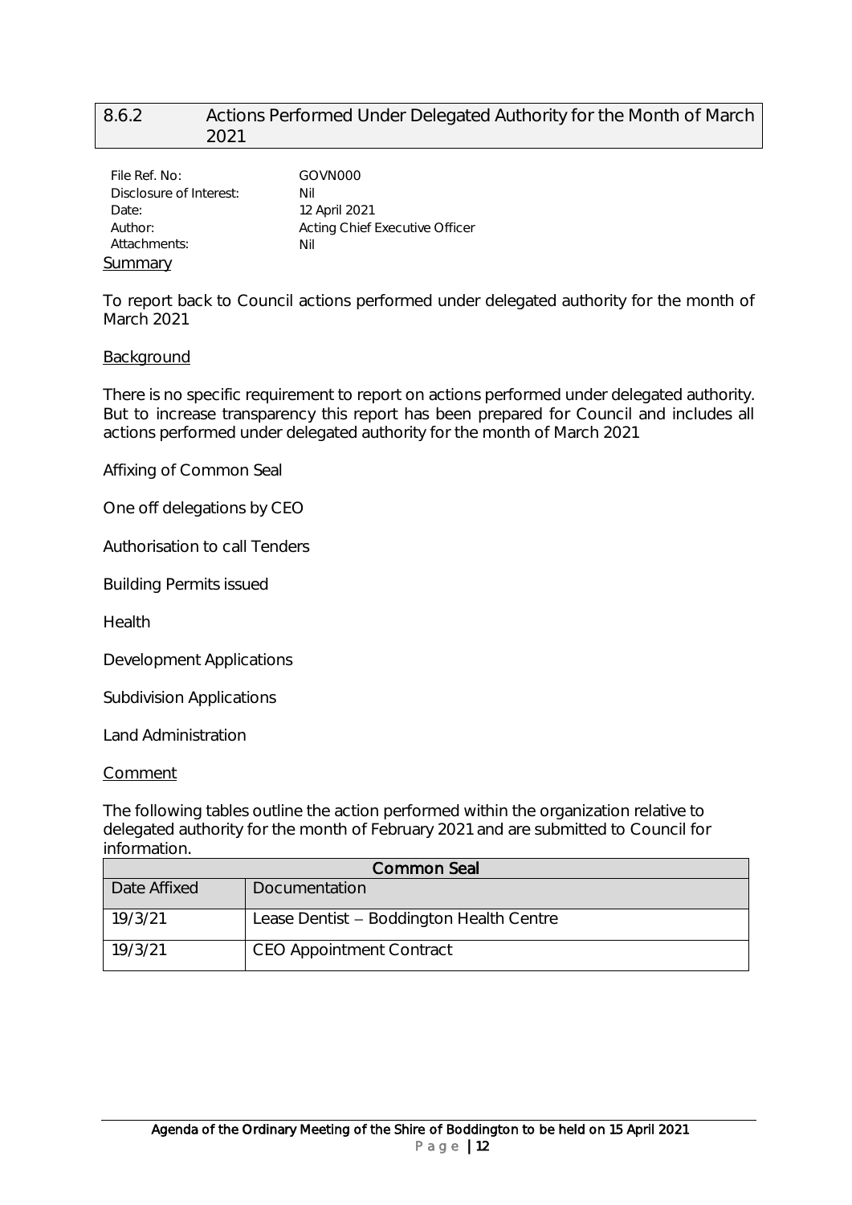## 8.6.2 Actions Performed Under Delegated Authority for the Month of March 2021

File Ref. No: GOVN000
Disclosure of Interest: Nil
Date: 12 April 2021
Author: Acting Chief Executive Officer
Attachments: Nil

**Summary**

To report back to Council actions performed under delegated authority for the month of March 2021

**Background**

There is no specific requirement to report on actions performed under delegated authority. But to increase transparency this report has been prepared for Council and includes all actions performed under delegated authority for the month of March 2021

Affixing of Common Seal

One off delegations by CEO

Authorisation to call Tenders

Building Permits issued

Health

Development Applications

Subdivision Applications

Land Administration

**Comment**

The following tables outline the action performed within the organization relative to delegated authority for the month of February 2021 and are submitted to Council for information.

| Common Seal | |
|---|---|
| Date Affixed | Documentation |
| 19/3/21 | Lease Dentist – Boddington Health Centre |
| 19/3/21 | CEO Appointment Contract |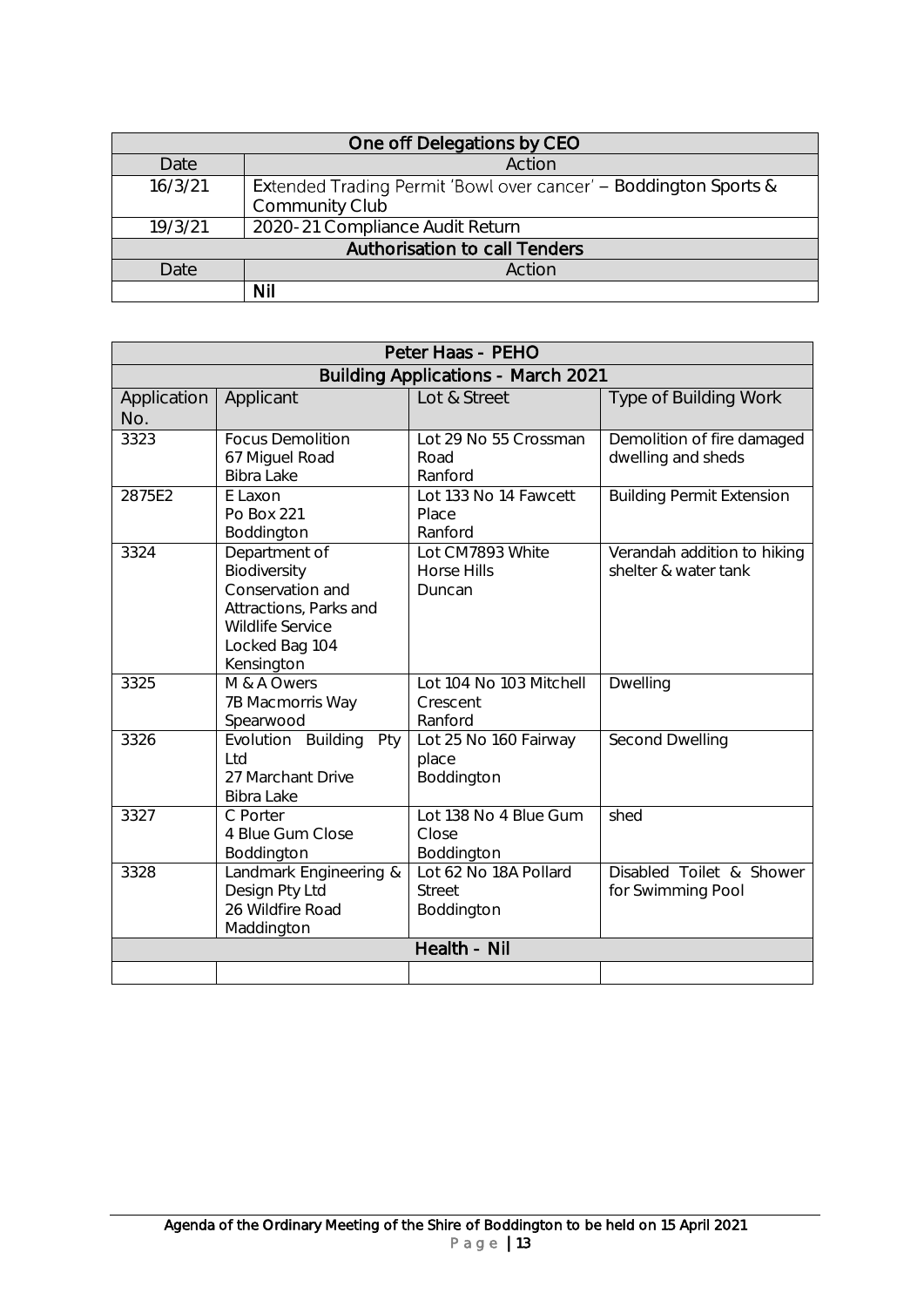| One off Delegations by CEO | |
|---|---|
| Date | Action |
| 16/3/21 | Extended Trading Permit 'Bowl over cancer' – Boddington Sports & Community Club |
| 19/3/21 | 2020-21 Compliance Audit Return |
| **Authorisation to call Tenders** | |
| Date | Action |
| | **Nil** |

| Peter Haas - PEHO | | | |
|---|---|---|---|
| **Building Applications - March 2021** | | | |
| Application No. | Applicant | Lot & Street | Type of Building Work |
| 3323 | Focus Demolition<br>67 Miguel Road<br>Bibra Lake | Lot 29 No 55 Crossman Road<br>Ranford | Demolition of fire damaged dwelling and sheds |
| 2875E2 | E Laxon<br>Po Box 221<br>Boddington | Lot 133 No 14 Fawcett Place<br>Ranford | Building Permit Extension |
| 3324 | Department of Biodiversity Conservation and Attractions, Parks and Wildlife Service<br>Locked Bag 104<br>Kensington | Lot CM7893 White Horse Hills<br>Duncan | Verandah addition to hiking shelter & water tank |
| 3325 | M & A Owers<br>7B Macmorris Way<br>Spearwood | Lot 104 No 103 Mitchell Crescent<br>Ranford | Dwelling |
| 3326 | Evolution Building Pty Ltd<br>27 Marchant Drive<br>Bibra Lake | Lot 25 No 160 Fairway place<br>Boddington | Second Dwelling |
| 3327 | C Porter<br>4 Blue Gum Close<br>Boddington | Lot 138 No 4 Blue Gum Close<br>Boddington | shed |
| 3328 | Landmark Engineering & Design Pty Ltd<br>26 Wildfire Road<br>Maddington | Lot 62 No 18A Pollard Street<br>Boddington | Disabled Toilet & Shower for Swimming Pool |
| **Health - Nil** | | | |
| | | | |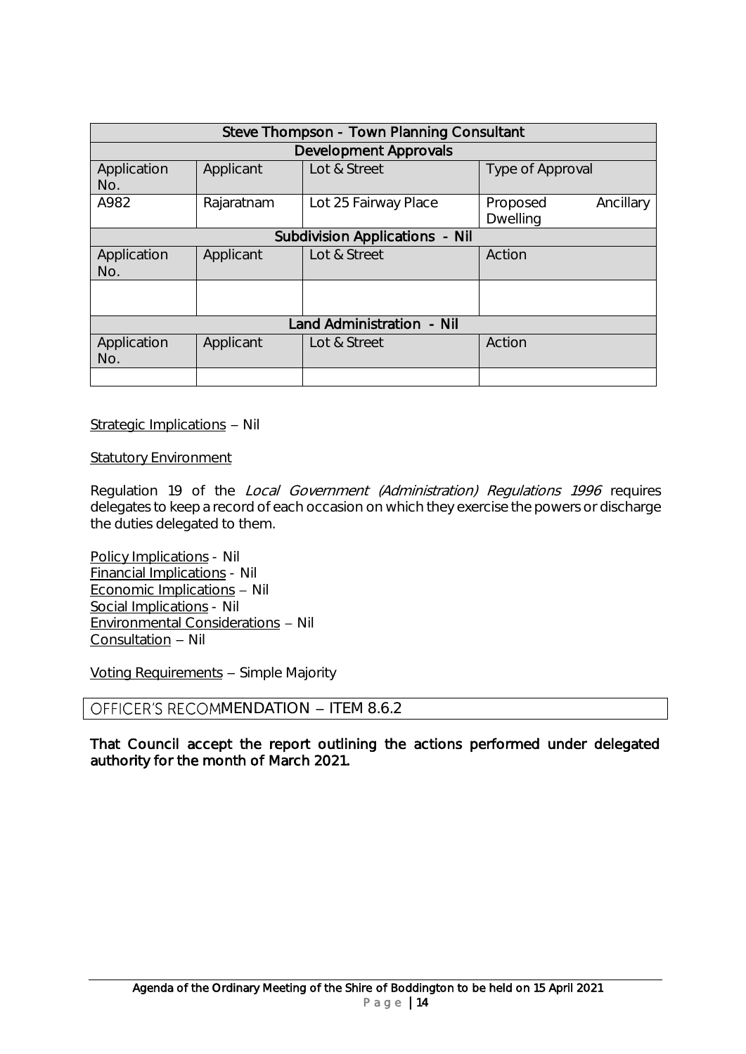| Steve Thompson - Town Planning Consultant | | | |
|---|---|---|---|
| **Development Approvals** | | | |
| Application No. | Applicant | Lot & Street | Type of Approval |
| A982 | Rajaratnam | Lot 25 Fairway Place | Proposed Ancillary Dwelling |
| **Subdivision Applications - Nil** | | | |
| Application No. | Applicant | Lot & Street | Action |
| | | | |
| **Land Administration - Nil** | | | |
| Application No. | Applicant | Lot & Street | Action |
| | | | |

Strategic Implications – Nil

Statutory Environment

Regulation 19 of the *Local Government (Administration) Regulations 1996* requires delegates to keep a record of each occasion on which they exercise the powers or discharge the duties delegated to them.

Policy Implications - Nil
Financial Implications - Nil
Economic Implications – Nil
Social Implications - Nil
Environmental Considerations – Nil
Consultation – Nil

Voting Requirements – Simple Majority

## OFFICER'S RECOMMENDATION – ITEM 8.6.2

**That Council accept the report outlining the actions performed under delegated authority for the month of March 2021.**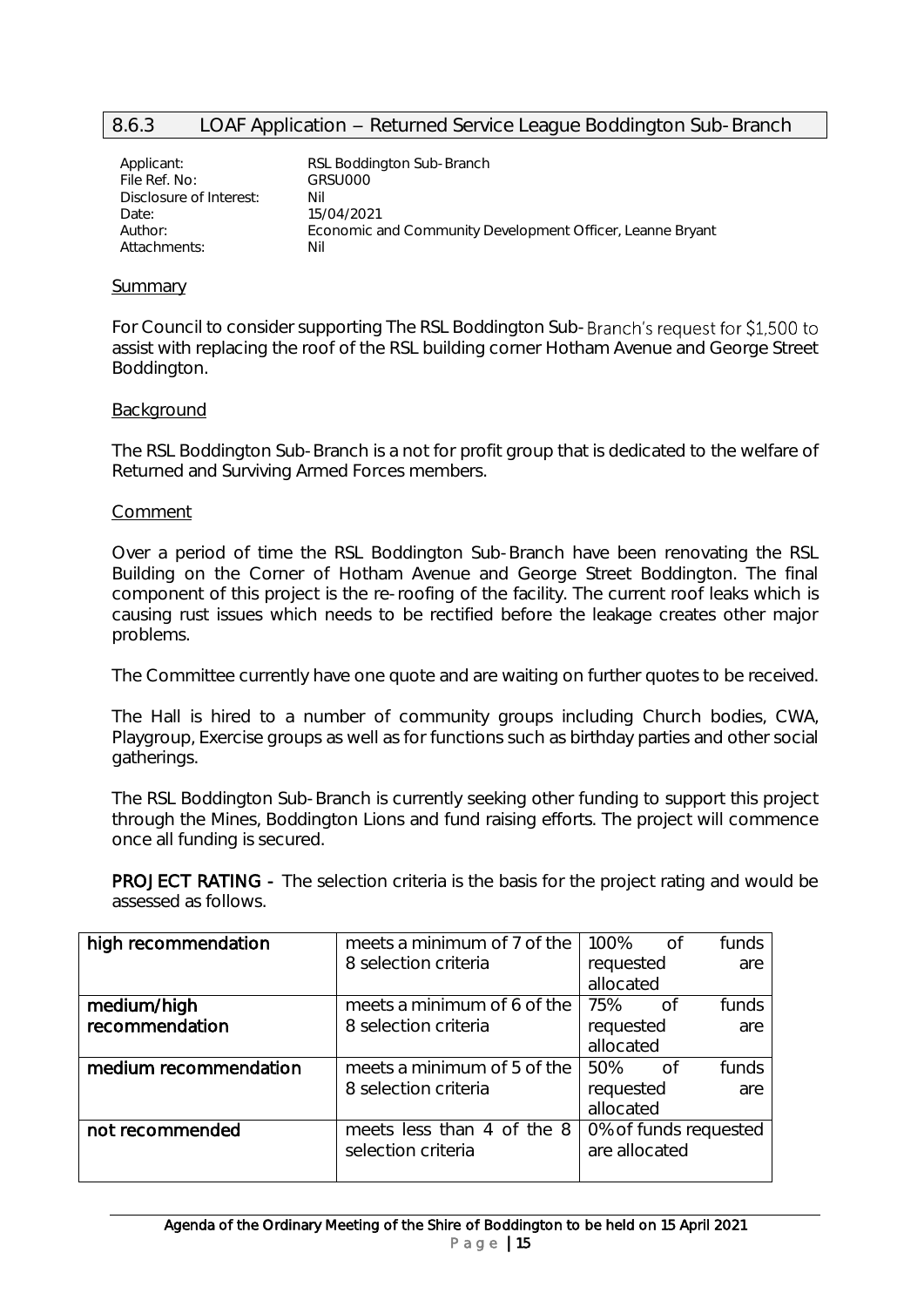## 8.6.3 LOAF Application – Returned Service League Boddington Sub-Branch

Applicant: RSL Boddington Sub-Branch
File Ref. No: GRSU000
Disclosure of Interest: Nil
Date: 15/04/2021
Author: Economic and Community Development Officer, Leanne Bryant
Attachments: Nil

### Summary

For Council to consider supporting The RSL Boddington Sub-Branch's request for $1,500 to assist with replacing the roof of the RSL building corner Hotham Avenue and George Street Boddington.

### Background

The RSL Boddington Sub-Branch is a not for profit group that is dedicated to the welfare of Returned and Surviving Armed Forces members.

### Comment

Over a period of time the RSL Boddington Sub-Branch have been renovating the RSL Building on the Corner of Hotham Avenue and George Street Boddington. The final component of this project is the re-roofing of the facility. The current roof leaks which is causing rust issues which needs to be rectified before the leakage creates other major problems.

The Committee currently have one quote and are waiting on further quotes to be received.

The Hall is hired to a number of community groups including Church bodies, CWA, Playgroup, Exercise groups as well as for functions such as birthday parties and other social gatherings.

The RSL Boddington Sub-Branch is currently seeking other funding to support this project through the Mines, Boddington Lions and fund raising efforts. The project will commence once all funding is secured.

**PROJECT RATING -** The selection criteria is the basis for the project rating and would be assessed as follows.

| | | |
|---|---|---|
| **high recommendation** | meets a minimum of 7 of the 8 selection criteria | 100% of funds requested are allocated |
| **medium/high recommendation** | meets a minimum of 6 of the 8 selection criteria | 75% of funds requested are allocated |
| **medium recommendation** | meets a minimum of 5 of the 8 selection criteria | 50% of funds requested are allocated |
| **not recommended** | meets less than 4 of the 8 selection criteria | 0% of funds requested are allocated |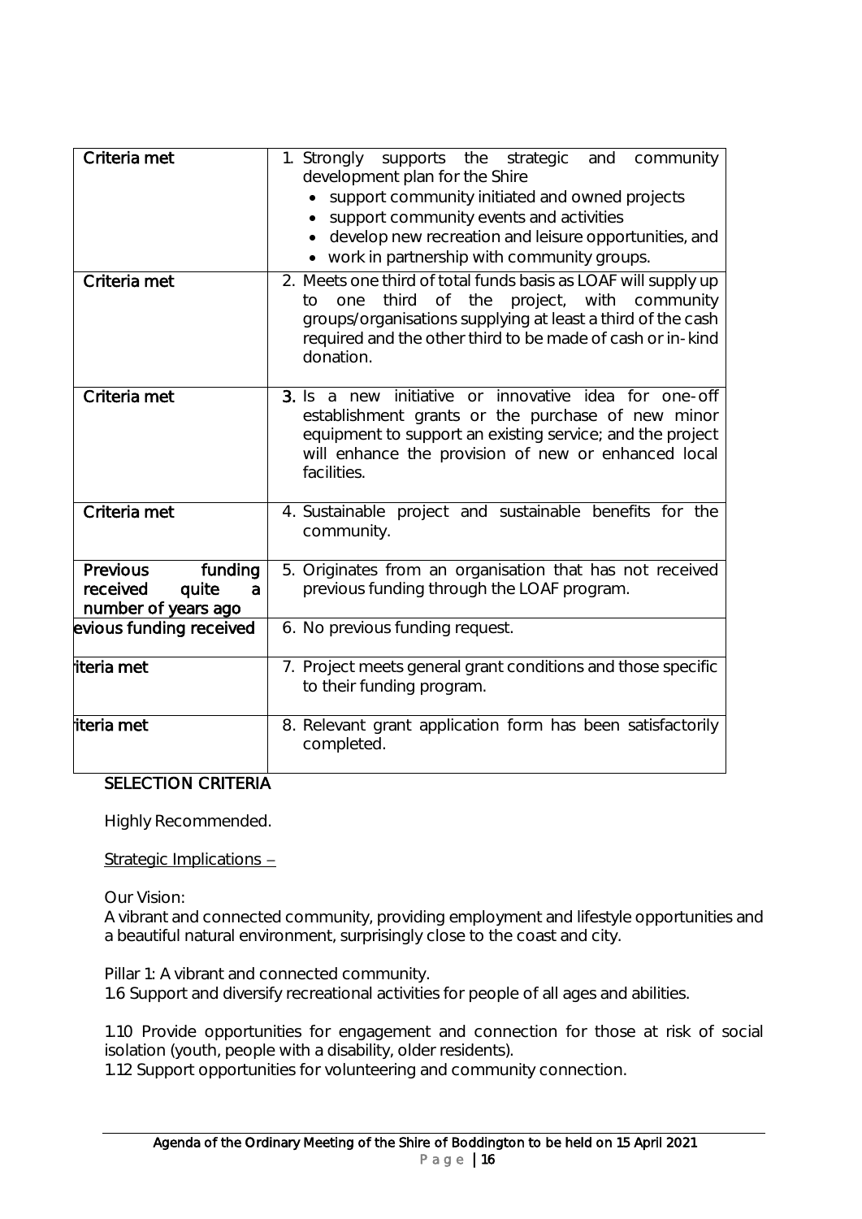| Criteria met | 1. Strongly supports the strategic and community development plan for the Shire<br>• support community initiated and owned projects<br>• support community events and activities<br>• develop new recreation and leisure opportunities, and<br>• work in partnership with community groups. |
|---|---|
| Criteria met | 2. Meets one third of total funds basis as LOAF will supply up to one third of the project, with community groups/organisations supplying at least a third of the cash required and the other third to be made of cash or in-kind donation. |
| Criteria met | 3. Is a new initiative or innovative idea for one-off establishment grants or the purchase of new minor equipment to support an existing service; and the project will enhance the provision of new or enhanced local facilities. |
| Criteria met | 4. Sustainable project and sustainable benefits for the community. |
| Previous funding received quite a number of years ago | 5. Originates from an organisation that has not received previous funding through the LOAF program. |
| evious funding received | 6. No previous funding request. |
| iteria met | 7. Project meets general grant conditions and those specific to their funding program. |
| iteria met | 8. Relevant grant application form has been satisfactorily completed. |

**SELECTION CRITERIA**

Highly Recommended.

Strategic Implications –

Our Vision:
A vibrant and connected community, providing employment and lifestyle opportunities and a beautiful natural environment, surprisingly close to the coast and city.

Pillar 1: A vibrant and connected community.
1.6 Support and diversify recreational activities for people of all ages and abilities.

1.10 Provide opportunities for engagement and connection for those at risk of social isolation (youth, people with a disability, older residents).
1.12 Support opportunities for volunteering and community connection.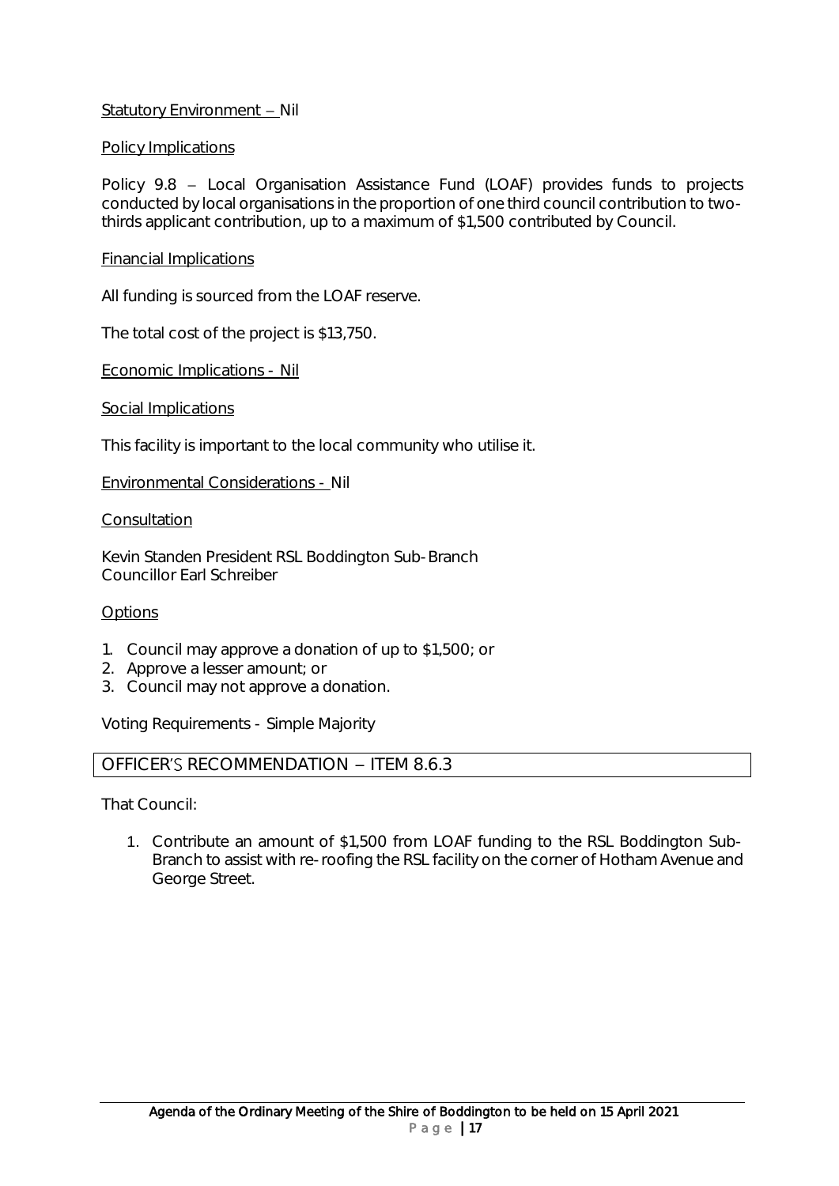Statutory Environment – Nil

Policy Implications

Policy 9.8 – Local Organisation Assistance Fund (LOAF) provides funds to projects conducted by local organisations in the proportion of one third council contribution to two-thirds applicant contribution, up to a maximum of $1,500 contributed by Council.

Financial Implications

All funding is sourced from the LOAF reserve.

The total cost of the project is $13,750.

Economic Implications - Nil

Social Implications

This facility is important to the local community who utilise it.

Environmental Considerations - Nil

Consultation

Kevin Standen President RSL Boddington Sub-Branch
Councillor Earl Schreiber

Options

1. Council may approve a donation of up to $1,500; or
2. Approve a lesser amount; or
3. Council may not approve a donation.

Voting Requirements - Simple Majority

## OFFICER'S RECOMMENDATION – ITEM 8.6.3

That Council:

1. Contribute an amount of $1,500 from LOAF funding to the RSL Boddington Sub-Branch to assist with re-roofing the RSL facility on the corner of Hotham Avenue and George Street.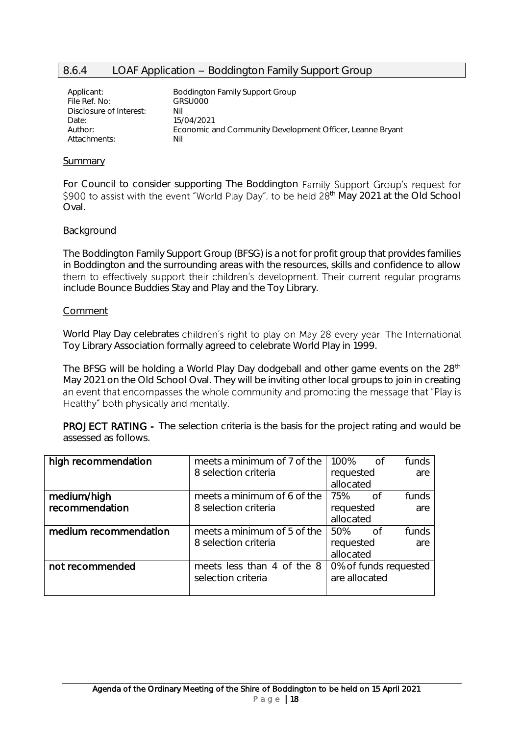## 8.6.4 LOAF Application – Boddington Family Support Group

Applicant: Boddington Family Support Group
File Ref. No: GRSU000
Disclosure of Interest: Nil
Date: 15/04/2021
Author: Economic and Community Development Officer, Leanne Bryant
Attachments: Nil

### Summary

For Council to consider supporting The Boddington Family Support Group's request for $900 to assist with the event "World Play Day", to be held 28th May 2021 at the Old School Oval.

### Background

The Boddington Family Support Group (BFSG) is a not for profit group that provides families in Boddington and the surrounding areas with the resources, skills and confidence to allow them to effectively support their children's development. Their current regular programs include Bounce Buddies Stay and Play and the Toy Library.

### Comment

World Play Day celebrates children's right to play on May 28 every year. The International Toy Library Association formally agreed to celebrate World Play in 1999.

The BFSG will be holding a World Play Day dodgeball and other game events on the 28th May 2021 on the Old School Oval. They will be inviting other local groups to join in creating an event that encompasses the whole community and promoting the message that "Play is Healthy" both physically and mentally.

**PROJECT RATING -** The selection criteria is the basis for the project rating and would be assessed as follows.

| | | |
|---|---|---|
| **high recommendation** | meets a minimum of 7 of the 8 selection criteria | 100% of funds requested are allocated |
| **medium/high recommendation** | meets a minimum of 6 of the 8 selection criteria | 75% of funds requested are allocated |
| **medium recommendation** | meets a minimum of 5 of the 8 selection criteria | 50% of funds requested are allocated |
| **not recommended** | meets less than 4 of the 8 selection criteria | 0% of funds requested are allocated |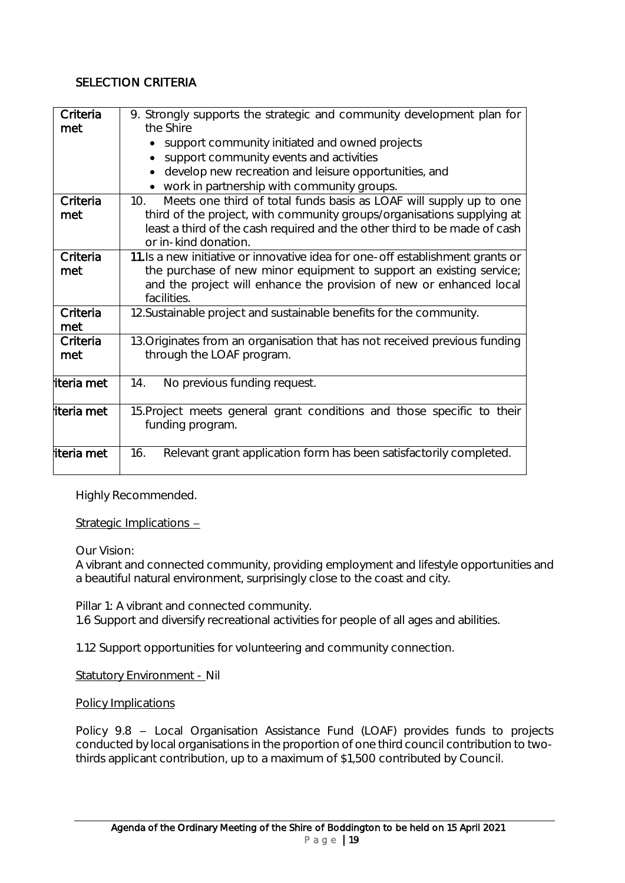## SELECTION CRITERIA

| | |
|---|---|
| Criteria met | 9. Strongly supports the strategic and community development plan for the Shire<br>• support community initiated and owned projects<br>• support community events and activities<br>• develop new recreation and leisure opportunities, and<br>• work in partnership with community groups. |
| Criteria met | 10. Meets one third of total funds basis as LOAF will supply up to one third of the project, with community groups/organisations supplying at least a third of the cash required and the other third to be made of cash or in-kind donation. |
| Criteria met | 11. Is a new initiative or innovative idea for one-off establishment grants or the purchase of new minor equipment to support an existing service; and the project will enhance the provision of new or enhanced local facilities. |
| Criteria met | 12. Sustainable project and sustainable benefits for the community. |
| Criteria met | 13. Originates from an organisation that has not received previous funding through the LOAF program. |
| riteria met | 14. No previous funding request. |
| riteria met | 15. Project meets general grant conditions and those specific to their funding program. |
| riteria met | 16. Relevant grant application form has been satisfactorily completed. |

Highly Recommended.

Strategic Implications –

Our Vision:
A vibrant and connected community, providing employment and lifestyle opportunities and a beautiful natural environment, surprisingly close to the coast and city.

Pillar 1: A vibrant and connected community.
1.6 Support and diversify recreational activities for people of all ages and abilities.

1.12 Support opportunities for volunteering and community connection.

Statutory Environment - Nil

Policy Implications

Policy 9.8 – Local Organisation Assistance Fund (LOAF) provides funds to projects conducted by local organisations in the proportion of one third council contribution to two-thirds applicant contribution, up to a maximum of $1,500 contributed by Council.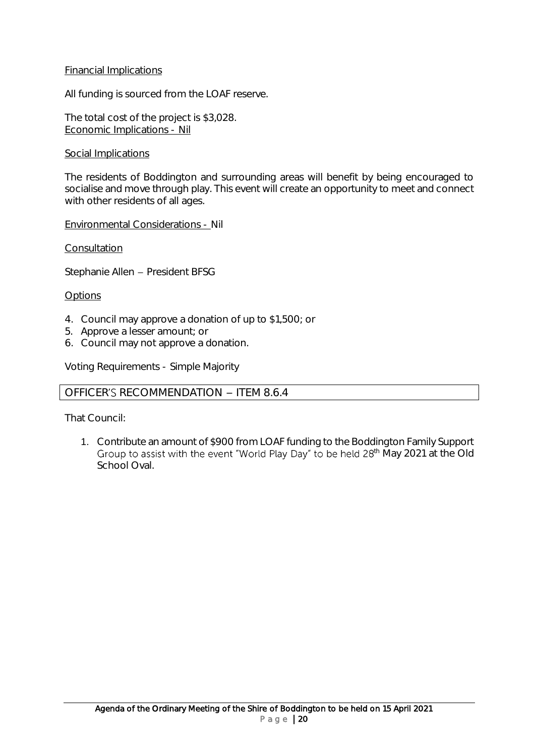Financial Implications

All funding is sourced from the LOAF reserve.

The total cost of the project is $3,028.
Economic Implications - Nil

Social Implications

The residents of Boddington and surrounding areas will benefit by being encouraged to socialise and move through play. This event will create an opportunity to meet and connect with other residents of all ages.

Environmental Considerations - Nil

Consultation

Stephanie Allen – President BFSG

Options

4. Council may approve a donation of up to $1,500; or
5. Approve a lesser amount; or
6. Council may not approve a donation.

Voting Requirements - Simple Majority

## OFFICER'S RECOMMENDATION – ITEM 8.6.4

That Council:

1. Contribute an amount of $900 from LOAF funding to the Boddington Family Support Group to assist with the event "World Play Day" to be held 28th May 2021 at the Old School Oval.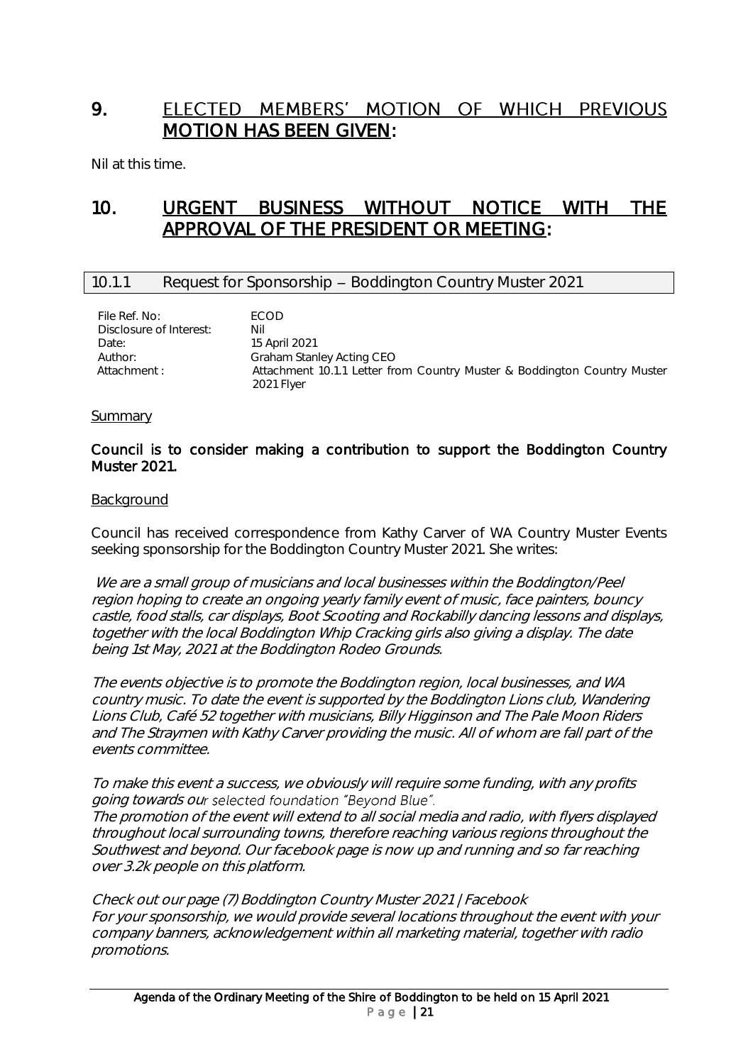## 9. ELECTED MEMBERS' MOTION OF WHICH PREVIOUS MOTION HAS BEEN GIVEN:

Nil at this time.

## 10. URGENT BUSINESS WITHOUT NOTICE WITH THE APPROVAL OF THE PRESIDENT OR MEETING:

### 10.1.1 Request for Sponsorship – Boddington Country Muster 2021

| | |
|---|---|
| File Ref. No: | ECOD |
| Disclosure of Interest: | Nil |
| Date: | 15 April 2021 |
| Author: | Graham Stanley Acting CEO |
| Attachment : | Attachment 10.1.1 Letter from Country Muster & Boddington Country Muster 2021 Flyer |

Summary

**Council is to consider making a contribution to support the Boddington Country Muster 2021.**

Background

Council has received correspondence from Kathy Carver of WA Country Muster Events seeking sponsorship for the Boddington Country Muster 2021. She writes:

*We are a small group of musicians and local businesses within the Boddington/Peel region hoping to create an ongoing yearly family event of music, face painters, bouncy castle, food stalls, car displays, Boot Scooting and Rockabilly dancing lessons and displays, together with the local Boddington Whip Cracking girls also giving a display. The date being 1st May, 2021 at the Boddington Rodeo Grounds.*

*The events objective is to promote the Boddington region, local businesses, and WA country music. To date the event is supported by the Boddington Lions club, Wandering Lions Club, Café 52 together with musicians, Billy Higginson and The Pale Moon Riders and The Straymen with Kathy Carver providing the music. All of whom are fall part of the events committee.*

*To make this event a success, we obviously will require some funding, with any profits going towards our selected foundation "Beyond Blue".*
*The promotion of the event will extend to all social media and radio, with flyers displayed throughout local surrounding towns, therefore reaching various regions throughout the Southwest and beyond. Our facebook page is now up and running and so far reaching over 3.2k people on this platform.*

*Check out our page (7) Boddington Country Muster 2021 | Facebook*
*For your sponsorship, we would provide several locations throughout the event with your company banners, acknowledgement within all marketing material, together with radio promotions.*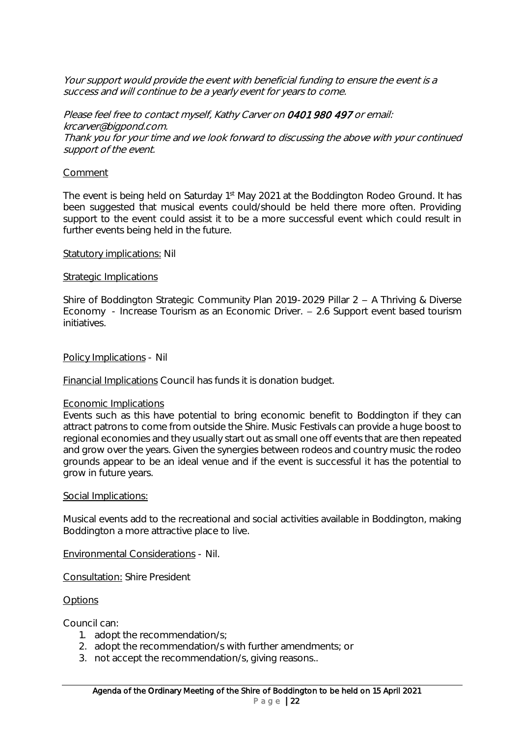*Your support would provide the event with beneficial funding to ensure the event is a success and will continue to be a yearly event for years to come.*

*Please feel free to contact myself, Kathy Carver on* ***0401 980 497*** *or email: krcarver@bigpond.com.*
*Thank you for your time and we look forward to discussing the above with your continued support of the event.*

Comment

The event is being held on Saturday 1st May 2021 at the Boddington Rodeo Ground. It has been suggested that musical events could/should be held there more often. Providing support to the event could assist it to be a more successful event which could result in further events being held in the future.

Statutory implications: Nil

Strategic Implications

Shire of Boddington Strategic Community Plan 2019-2029 Pillar 2 – A Thriving & Diverse Economy - Increase Tourism as an Economic Driver. – 2.6 Support event based tourism initiatives.

Policy Implications - Nil

Financial Implications Council has funds it is donation budget.

Economic Implications
Events such as this have potential to bring economic benefit to Boddington if they can attract patrons to come from outside the Shire. Music Festivals can provide a huge boost to regional economies and they usually start out as small one off events that are then repeated and grow over the years. Given the synergies between rodeos and country music the rodeo grounds appear to be an ideal venue and if the event is successful it has the potential to grow in future years.

Social Implications:

Musical events add to the recreational and social activities available in Boddington, making Boddington a more attractive place to live.

Environmental Considerations - Nil.

Consultation: Shire President

Options

Council can:

1. adopt the recommendation/s;
2. adopt the recommendation/s with further amendments; or
3. not accept the recommendation/s, giving reasons..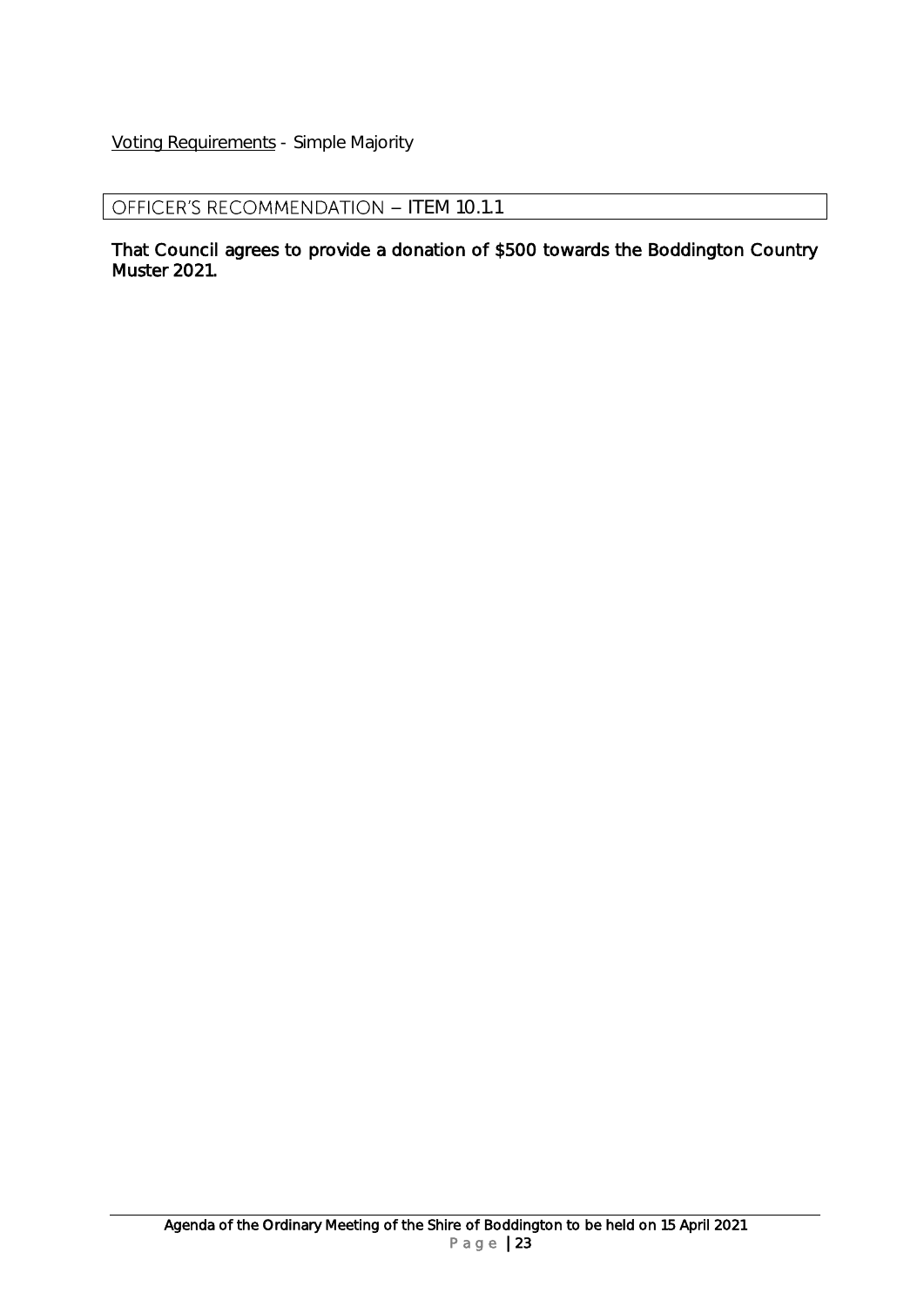Voting Requirements - Simple Majority

## OFFICER'S RECOMMENDATION – ITEM 10.1.1

**That Council agrees to provide a donation of $500 towards the Boddington Country Muster 2021.**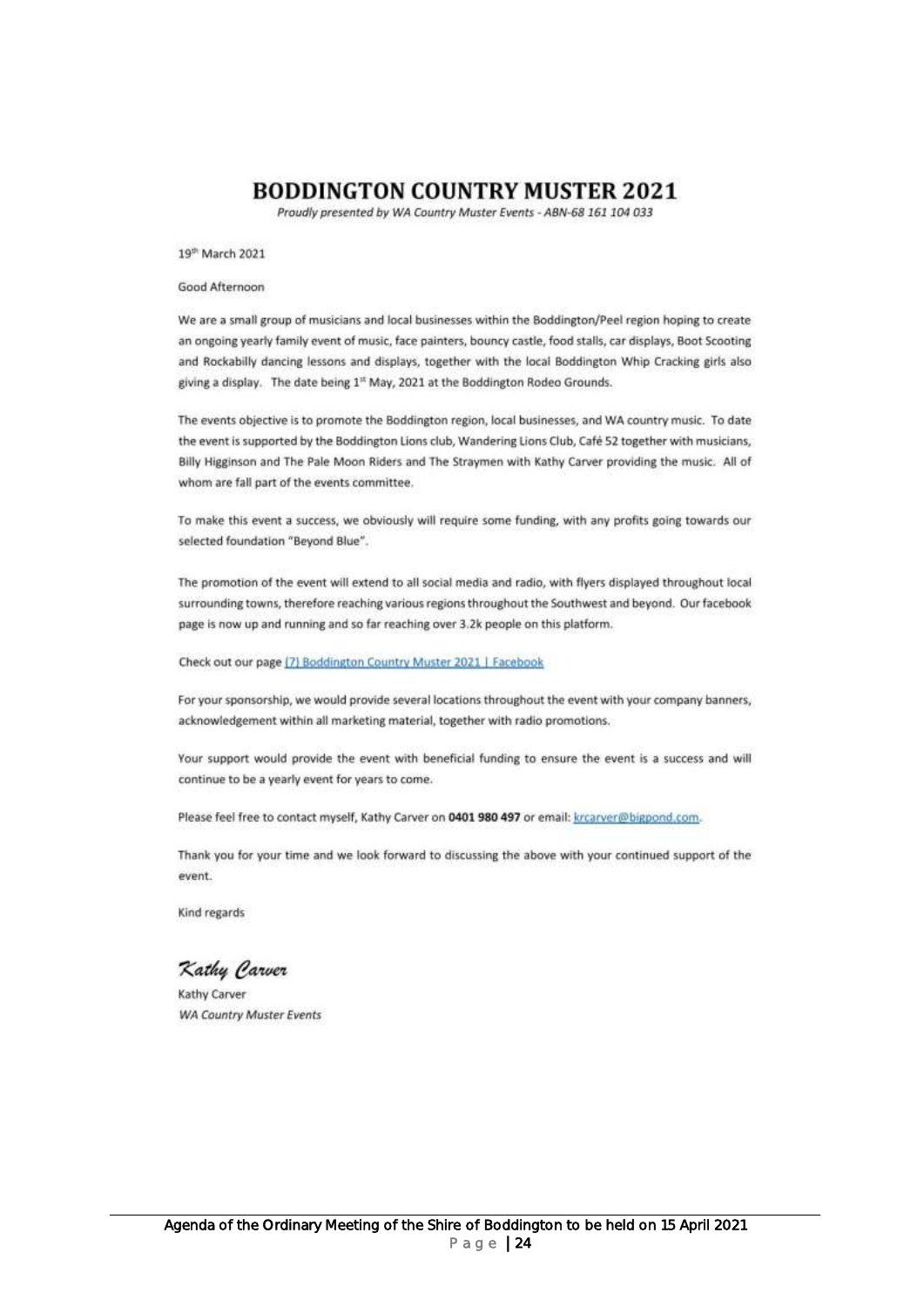# BODDINGTON COUNTRY MUSTER 2021

*Proudly presented by WA Country Muster Events - ABN-68 161 104 033*

19th March 2021

Good Afternoon

We are a small group of musicians and local businesses within the Boddington/Peel region hoping to create an ongoing yearly family event of music, face painters, bouncy castle, food stalls, car displays, Boot Scooting and Rockabilly dancing lessons and displays, together with the local Boddington Whip Cracking girls also giving a display. The date being 1st May, 2021 at the Boddington Rodeo Grounds.

The events objective is to promote the Boddington region, local businesses, and WA country music. To date the event is supported by the Boddington Lions club, Wandering Lions Club, Café 52 together with musicians, Billy Higginson and The Pale Moon Riders and The Straymen with Kathy Carver providing the music. All of whom are fall part of the events committee.

To make this event a success, we obviously will require some funding, with any profits going towards our selected foundation "Beyond Blue".

The promotion of the event will extend to all social media and radio, with flyers displayed throughout local surrounding towns, therefore reaching various regions throughout the Southwest and beyond. Our facebook page is now up and running and so far reaching over 3.2k people on this platform.

Check out our page (7) Boddington Country Muster 2021 | Facebook

For your sponsorship, we would provide several locations throughout the event with your company banners, acknowledgement within all marketing material, together with radio promotions.

Your support would provide the event with beneficial funding to ensure the event is a success and will continue to be a yearly event for years to come.

Please feel free to contact myself, Kathy Carver on **0401 980 497** or email: krcarver@bigpond.com.

Thank you for your time and we look forward to discussing the above with your continued support of the event.

Kind regards

*Kathy Carver*

Kathy Carver
*WA Country Muster Events*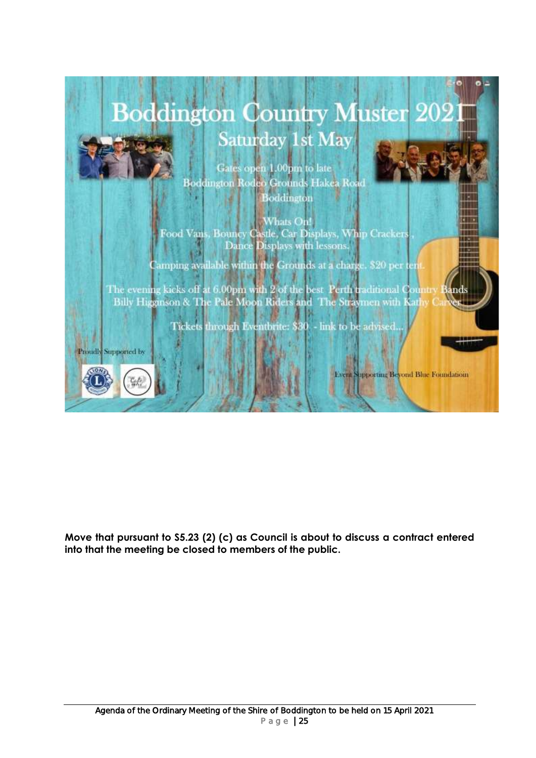# Boddington Country Muster 2021

## Saturday 1st May

Gates open 1.00pm to late
Boddington Rodeo Grounds Hakea Road
Boddington

Whats On!
Food Vans, Bouncy Castle, Car Displays, Whip Crackers ,
Dance Displays with lessons.

Camping available within the Grounds at a charge. $20 per tent.

The evening kicks off at 6.00pm with 2 of the best Perth traditional Country Bands
Billy Higginson & The Pale Moon Riders and The Straymen with Kathy Carver

Tickets through Eventbrite: $30 - link to be advised...

Proudly Supported by

Event Supporting Beyond Blue Foundatioin

**Move that pursuant to S5.23 (2) (c) as Council is about to discuss a contract entered into that the meeting be closed to members of the public.**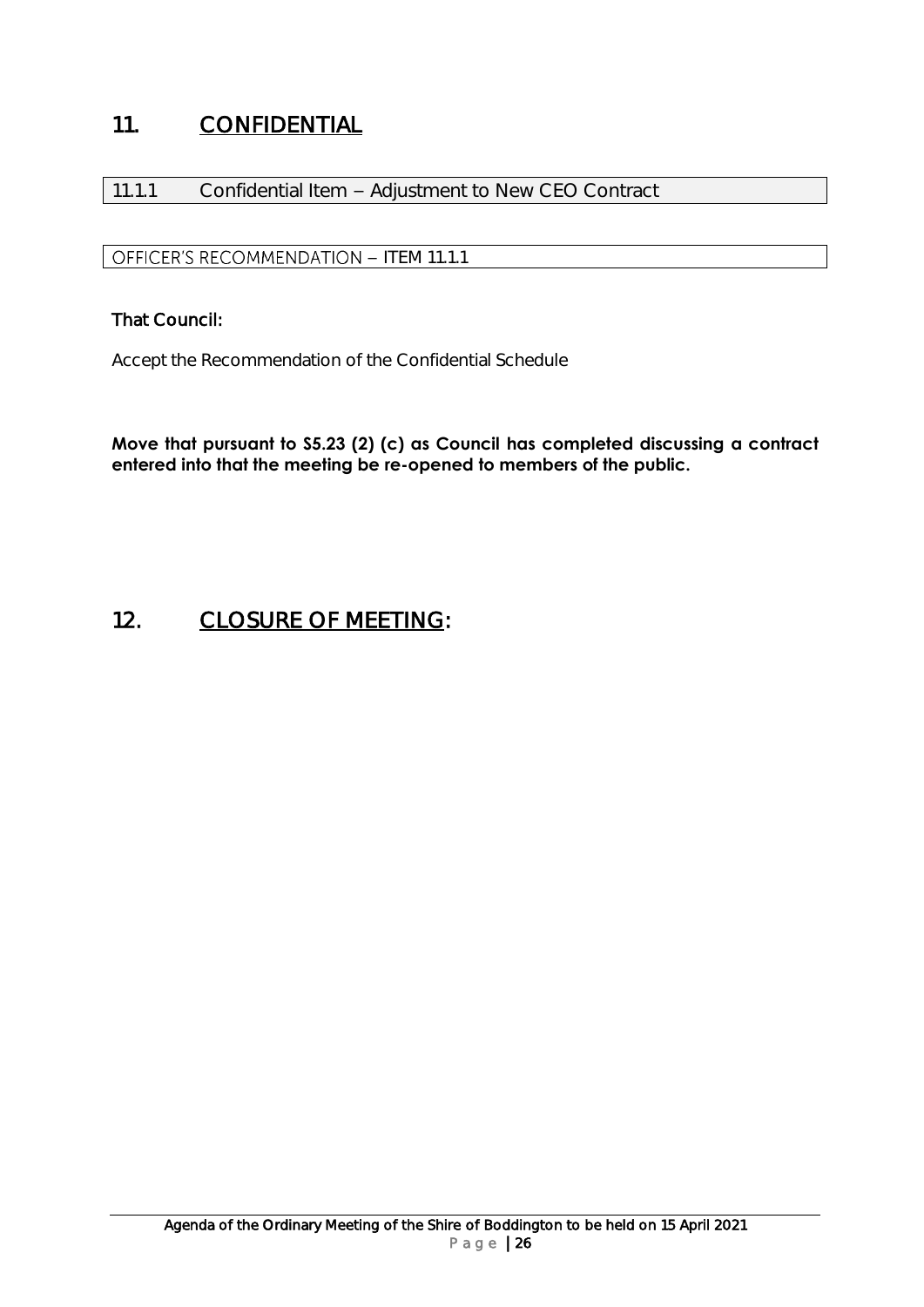# 11. CONFIDENTIAL

## 11.1.1 Confidential Item – Adjustment to New CEO Contract

### OFFICER'S RECOMMENDATION – ITEM 11.1.1

**That Council:**

Accept the Recommendation of the Confidential Schedule

**Move that pursuant to S5.23 (2) (c) as Council has completed discussing a contract entered into that the meeting be re-opened to members of the public.**

# 12. CLOSURE OF MEETING: